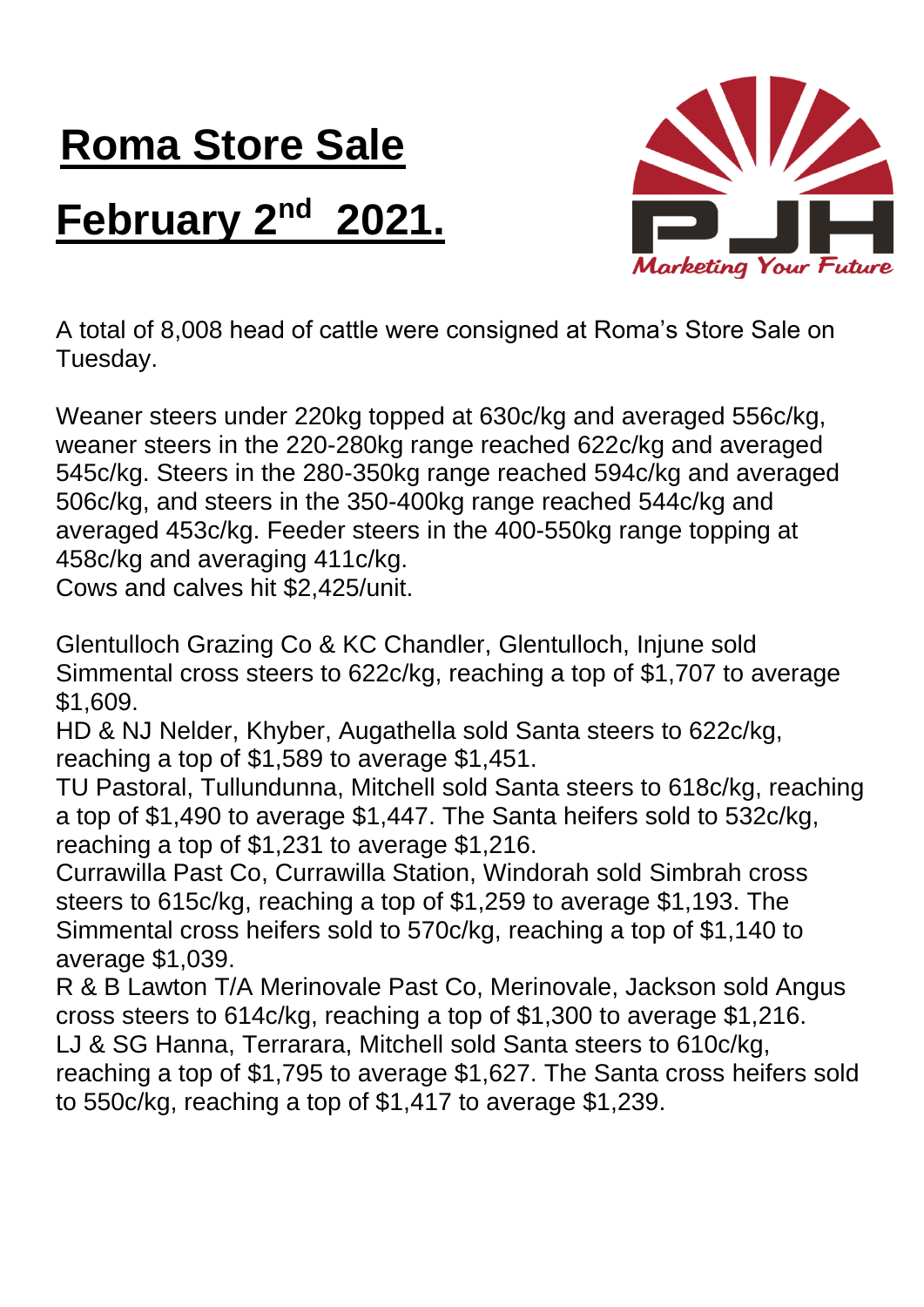# Roma Store Sale

# February 2nd 2021.

A total of 8,008 head of cattle were consigned at Roma's Store Sale on Tuesday.

Weaner steers under 220kg topped at 630c/kg and averaged 556c/kg, weaner steers in the 220-280kg range reached 622c/kg and averaged 545c/kg. Steers in the 280-350kg range reached 594c/kg and averaged 506c/kg, and steers in the 350-400kg range reached 544c/kg and averaged 453c/kg. Feeder steers in the 400-550kg range topping at 458c/kg and averaging 411c/kg.
Cows and calves hit $2,425/unit.

Glentulloch Grazing Co & KC Chandler, Glentulloch, Injune sold Simmental cross steers to 622c/kg, reaching a top of $1,707 to average $1,609.
HD & NJ Nelder, Khyber, Augathella sold Santa steers to 622c/kg, reaching a top of $1,589 to average $1,451.
TU Pastoral, Tullundunna, Mitchell sold Santa steers to 618c/kg, reaching a top of $1,490 to average $1,447. The Santa heifers sold to 532c/kg, reaching a top of $1,231 to average $1,216.
Currawilla Past Co, Currawilla Station, Windorah sold Simbrah cross steers to 615c/kg, reaching a top of $1,259 to average $1,193. The Simmental cross heifers sold to 570c/kg, reaching a top of $1,140 to average $1,039.
R & B Lawton T/A Merinovale Past Co, Merinovale, Jackson sold Angus cross steers to 614c/kg, reaching a top of $1,300 to average $1,216.
LJ & SG Hanna, Terrarara, Mitchell sold Santa steers to 610c/kg, reaching a top of $1,795 to average $1,627. The Santa cross heifers sold to 550c/kg, reaching a top of $1,417 to average $1,239.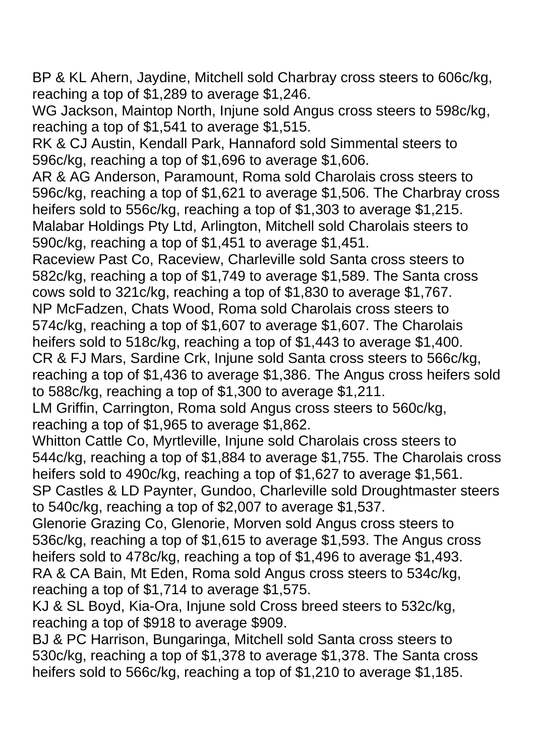BP & KL Ahern, Jaydine, Mitchell sold Charbray cross steers to 606c/kg, reaching a top of $1,289 to average $1,246.

WG Jackson, Maintop North, Injune sold Angus cross steers to 598c/kg, reaching a top of $1,541 to average $1,515.

RK & CJ Austin, Kendall Park, Hannaford sold Simmental steers to 596c/kg, reaching a top of $1,696 to average $1,606.

AR & AG Anderson, Paramount, Roma sold Charolais cross steers to 596c/kg, reaching a top of $1,621 to average $1,506. The Charbray cross heifers sold to 556c/kg, reaching a top of $1,303 to average $1,215.

Malabar Holdings Pty Ltd, Arlington, Mitchell sold Charolais steers to 590c/kg, reaching a top of $1,451 to average $1,451.

Raceview Past Co, Raceview, Charleville sold Santa cross steers to 582c/kg, reaching a top of $1,749 to average $1,589. The Santa cross cows sold to 321c/kg, reaching a top of $1,830 to average $1,767.

NP McFadzen, Chats Wood, Roma sold Charolais cross steers to 574c/kg, reaching a top of $1,607 to average $1,607. The Charolais heifers sold to 518c/kg, reaching a top of $1,443 to average $1,400.

CR & FJ Mars, Sardine Crk, Injune sold Santa cross steers to 566c/kg, reaching a top of $1,436 to average $1,386. The Angus cross heifers sold to 588c/kg, reaching a top of $1,300 to average $1,211.

LM Griffin, Carrington, Roma sold Angus cross steers to 560c/kg, reaching a top of $1,965 to average $1,862.

Whitton Cattle Co, Myrtleville, Injune sold Charolais cross steers to 544c/kg, reaching a top of $1,884 to average $1,755. The Charolais cross heifers sold to 490c/kg, reaching a top of $1,627 to average $1,561.

SP Castles & LD Paynter, Gundoo, Charleville sold Droughtmaster steers to 540c/kg, reaching a top of $2,007 to average $1,537.

Glenorie Grazing Co, Glenorie, Morven sold Angus cross steers to 536c/kg, reaching a top of $1,615 to average $1,593. The Angus cross heifers sold to 478c/kg, reaching a top of $1,496 to average $1,493.

RA & CA Bain, Mt Eden, Roma sold Angus cross steers to 534c/kg, reaching a top of $1,714 to average $1,575.

KJ & SL Boyd, Kia-Ora, Injune sold Cross breed steers to 532c/kg, reaching a top of $918 to average $909.

BJ & PC Harrison, Bungaringa, Mitchell sold Santa cross steers to 530c/kg, reaching a top of $1,378 to average $1,378. The Santa cross heifers sold to 566c/kg, reaching a top of $1,210 to average $1,185.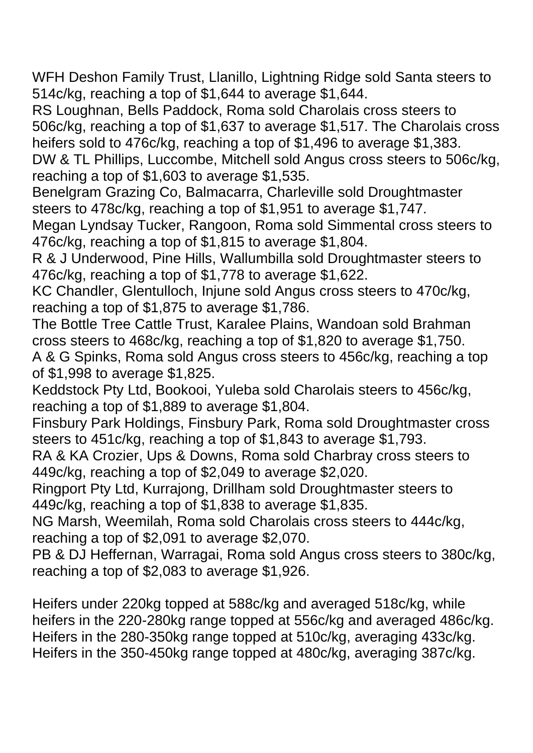WFH Deshon Family Trust, Llanillo, Lightning Ridge sold Santa steers to 514c/kg, reaching a top of $1,644 to average $1,644.
RS Loughnan, Bells Paddock, Roma sold Charolais cross steers to 506c/kg, reaching a top of $1,637 to average $1,517. The Charolais cross heifers sold to 476c/kg, reaching a top of $1,496 to average $1,383.
DW & TL Phillips, Luccombe, Mitchell sold Angus cross steers to 506c/kg, reaching a top of $1,603 to average $1,535.
Benelgram Grazing Co, Balmacarra, Charleville sold Droughtmaster steers to 478c/kg, reaching a top of $1,951 to average $1,747.
Megan Lyndsay Tucker, Rangoon, Roma sold Simmental cross steers to 476c/kg, reaching a top of $1,815 to average $1,804.
R & J Underwood, Pine Hills, Wallumbilla sold Droughtmaster steers to 476c/kg, reaching a top of $1,778 to average $1,622.
KC Chandler, Glentulloch, Injune sold Angus cross steers to 470c/kg, reaching a top of $1,875 to average $1,786.
The Bottle Tree Cattle Trust, Karalee Plains, Wandoan sold Brahman cross steers to 468c/kg, reaching a top of $1,820 to average $1,750.
A & G Spinks, Roma sold Angus cross steers to 456c/kg, reaching a top of $1,998 to average $1,825.
Keddstock Pty Ltd, Bookooi, Yuleba sold Charolais steers to 456c/kg, reaching a top of $1,889 to average $1,804.
Finsbury Park Holdings, Finsbury Park, Roma sold Droughtmaster cross steers to 451c/kg, reaching a top of $1,843 to average $1,793.
RA & KA Crozier, Ups & Downs, Roma sold Charbray cross steers to 449c/kg, reaching a top of $2,049 to average $2,020.
Ringport Pty Ltd, Kurrajong, Drillham sold Droughtmaster steers to 449c/kg, reaching a top of $1,838 to average $1,835.
NG Marsh, Weemilah, Roma sold Charolais cross steers to 444c/kg, reaching a top of $2,091 to average $2,070.
PB & DJ Heffernan, Warragai, Roma sold Angus cross steers to 380c/kg, reaching a top of $2,083 to average $1,926.

Heifers under 220kg topped at 588c/kg and averaged 518c/kg, while heifers in the 220-280kg range topped at 556c/kg and averaged 486c/kg. Heifers in the 280-350kg range topped at 510c/kg, averaging 433c/kg. Heifers in the 350-450kg range topped at 480c/kg, averaging 387c/kg.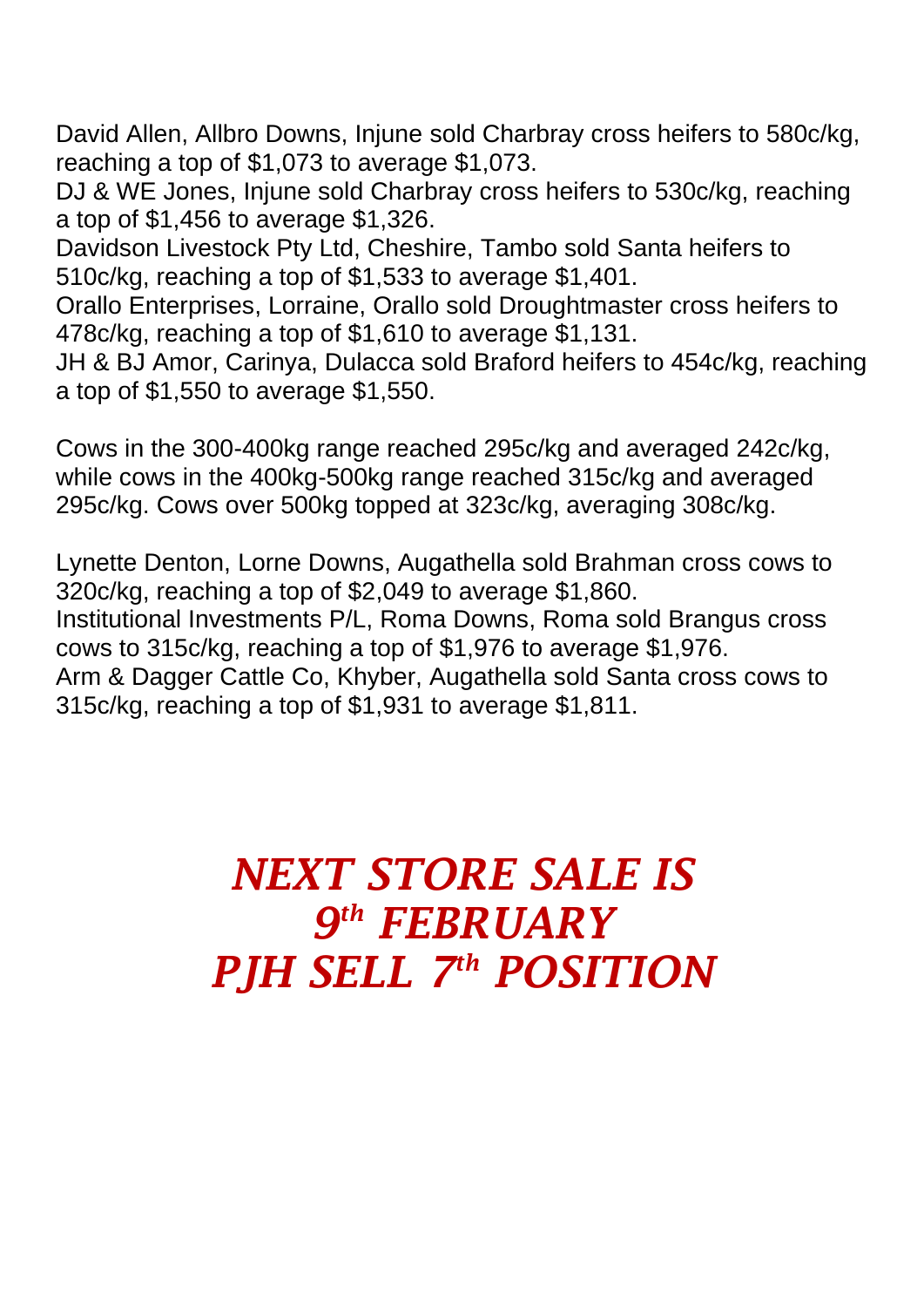David Allen, Allbro Downs, Injune sold Charbray cross heifers to 580c/kg, reaching a top of $1,073 to average $1,073.
DJ & WE Jones, Injune sold Charbray cross heifers to 530c/kg, reaching a top of $1,456 to average $1,326.
Davidson Livestock Pty Ltd, Cheshire, Tambo sold Santa heifers to 510c/kg, reaching a top of $1,533 to average $1,401.
Orallo Enterprises, Lorraine, Orallo sold Droughtmaster cross heifers to 478c/kg, reaching a top of $1,610 to average $1,131.
JH & BJ Amor, Carinya, Dulacca sold Braford heifers to 454c/kg, reaching a top of $1,550 to average $1,550.

Cows in the 300-400kg range reached 295c/kg and averaged 242c/kg, while cows in the 400kg-500kg range reached 315c/kg and averaged 295c/kg. Cows over 500kg topped at 323c/kg, averaging 308c/kg.

Lynette Denton, Lorne Downs, Augathella sold Brahman cross cows to 320c/kg, reaching a top of $2,049 to average $1,860.
Institutional Investments P/L, Roma Downs, Roma sold Brangus cross cows to 315c/kg, reaching a top of $1,976 to average $1,976.
Arm & Dagger Cattle Co, Khyber, Augathella sold Santa cross cows to 315c/kg, reaching a top of $1,931 to average $1,811.

## *NEXT STORE SALE IS 9th FEBRUARY*
## *PJH SELL 7th POSITION*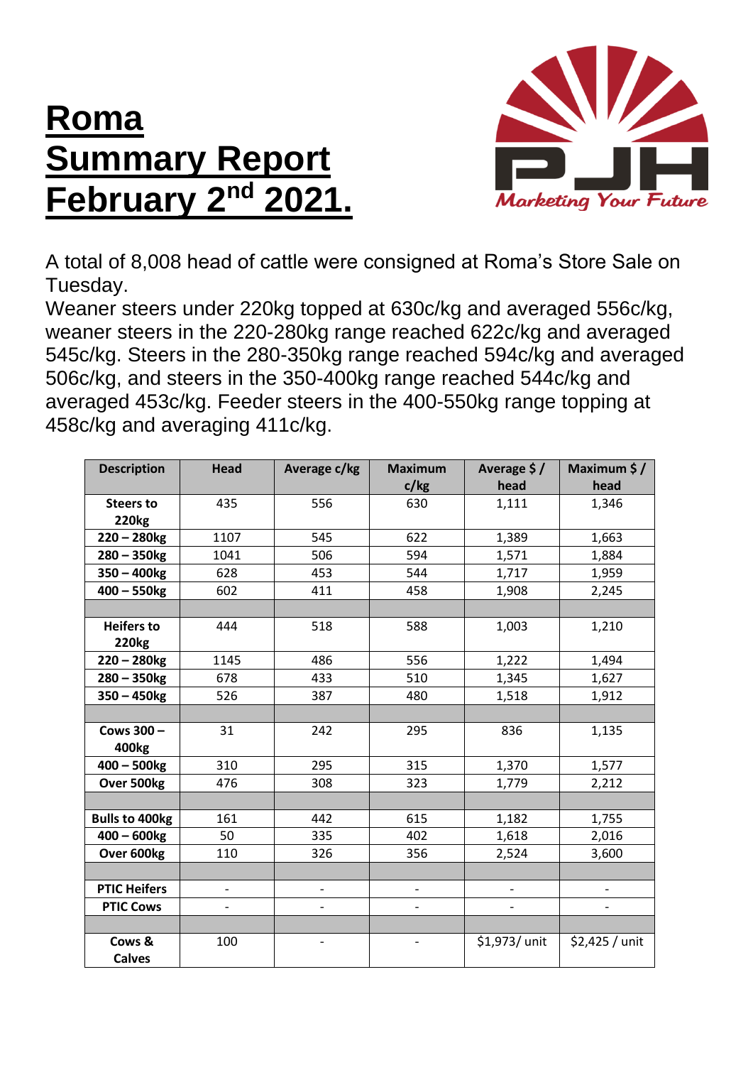# Roma Summary Report February 2nd 2021.

PJH Marketing Your Future

A total of 8,008 head of cattle were consigned at Roma's Store Sale on Tuesday.

Weaner steers under 220kg topped at 630c/kg and averaged 556c/kg, weaner steers in the 220-280kg range reached 622c/kg and averaged 545c/kg. Steers in the 280-350kg range reached 594c/kg and averaged 506c/kg, and steers in the 350-400kg range reached 544c/kg and averaged 453c/kg. Feeder steers in the 400-550kg range topping at 458c/kg and averaging 411c/kg.

| Description | Head | Average c/kg | Maximum c/kg | Average $ / head | Maximum $ / head |
|---|---|---|---|---|---|
| Steers to 220kg | 435 | 556 | 630 | 1,111 | 1,346 |
| 220 – 280kg | 1107 | 545 | 622 | 1,389 | 1,663 |
| 280 – 350kg | 1041 | 506 | 594 | 1,571 | 1,884 |
| 350 – 400kg | 628 | 453 | 544 | 1,717 | 1,959 |
| 400 – 550kg | 602 | 411 | 458 | 1,908 | 2,245 |
| | | | | | |
| Heifers to 220kg | 444 | 518 | 588 | 1,003 | 1,210 |
| 220 – 280kg | 1145 | 486 | 556 | 1,222 | 1,494 |
| 280 – 350kg | 678 | 433 | 510 | 1,345 | 1,627 |
| 350 – 450kg | 526 | 387 | 480 | 1,518 | 1,912 |
| | | | | | |
| Cows 300 – 400kg | 31 | 242 | 295 | 836 | 1,135 |
| 400 – 500kg | 310 | 295 | 315 | 1,370 | 1,577 |
| Over 500kg | 476 | 308 | 323 | 1,779 | 2,212 |
| | | | | | |
| Bulls to 400kg | 161 | 442 | 615 | 1,182 | 1,755 |
| 400 – 600kg | 50 | 335 | 402 | 1,618 | 2,016 |
| Over 600kg | 110 | 326 | 356 | 2,524 | 3,600 |
| | | | | | |
| PTIC Heifers | - | - | - | - | - |
| PTIC Cows | - | - | - | - | - |
| | | | | | |
| Cows & Calves | 100 | - | - | $1,973/ unit | $2,425 / unit |